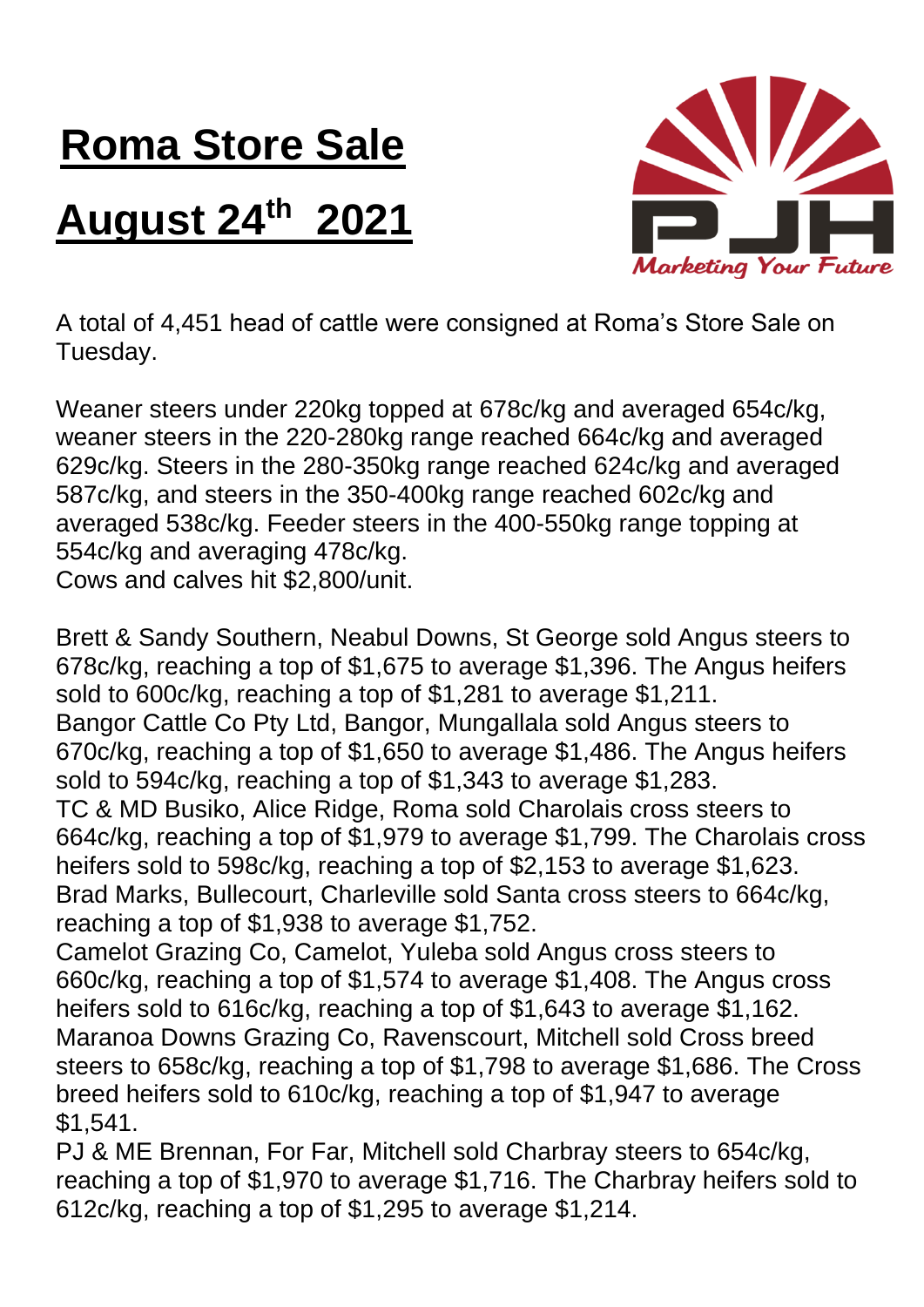# Roma Store Sale

# August 24th 2021

PJH
*Marketing Your Future*

A total of 4,451 head of cattle were consigned at Roma's Store Sale on Tuesday.

Weaner steers under 220kg topped at 678c/kg and averaged 654c/kg, weaner steers in the 220-280kg range reached 664c/kg and averaged 629c/kg. Steers in the 280-350kg range reached 624c/kg and averaged 587c/kg, and steers in the 350-400kg range reached 602c/kg and averaged 538c/kg. Feeder steers in the 400-550kg range topping at 554c/kg and averaging 478c/kg.
Cows and calves hit $2,800/unit.

Brett & Sandy Southern, Neabul Downs, St George sold Angus steers to 678c/kg, reaching a top of $1,675 to average $1,396. The Angus heifers sold to 600c/kg, reaching a top of $1,281 to average $1,211.
Bangor Cattle Co Pty Ltd, Bangor, Mungallala sold Angus steers to 670c/kg, reaching a top of $1,650 to average $1,486. The Angus heifers sold to 594c/kg, reaching a top of $1,343 to average $1,283.
TC & MD Busiko, Alice Ridge, Roma sold Charolais cross steers to 664c/kg, reaching a top of $1,979 to average $1,799. The Charolais cross heifers sold to 598c/kg, reaching a top of $2,153 to average $1,623.
Brad Marks, Bullecourt, Charleville sold Santa cross steers to 664c/kg, reaching a top of $1,938 to average $1,752.
Camelot Grazing Co, Camelot, Yuleba sold Angus cross steers to 660c/kg, reaching a top of $1,574 to average $1,408. The Angus cross heifers sold to 616c/kg, reaching a top of $1,643 to average $1,162.
Maranoa Downs Grazing Co, Ravenscourt, Mitchell sold Cross breed steers to 658c/kg, reaching a top of $1,798 to average $1,686. The Cross breed heifers sold to 610c/kg, reaching a top of $1,947 to average $1,541.
PJ & ME Brennan, For Far, Mitchell sold Charbray steers to 654c/kg, reaching a top of $1,970 to average $1,716. The Charbray heifers sold to 612c/kg, reaching a top of $1,295 to average $1,214.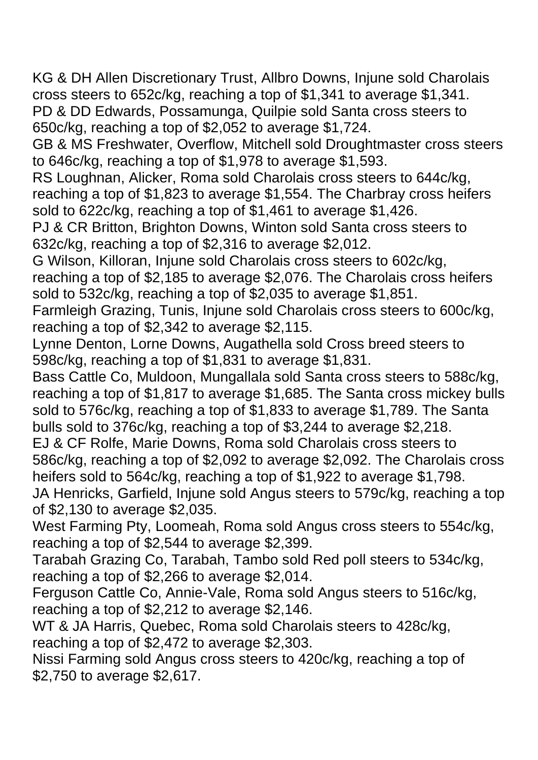KG & DH Allen Discretionary Trust, Allbro Downs, Injune sold Charolais cross steers to 652c/kg, reaching a top of $1,341 to average $1,341.

PD & DD Edwards, Possamunga, Quilpie sold Santa cross steers to 650c/kg, reaching a top of $2,052 to average $1,724.

GB & MS Freshwater, Overflow, Mitchell sold Droughtmaster cross steers to 646c/kg, reaching a top of $1,978 to average $1,593.

RS Loughnan, Alicker, Roma sold Charolais cross steers to 644c/kg, reaching a top of $1,823 to average $1,554. The Charbray cross heifers sold to 622c/kg, reaching a top of $1,461 to average $1,426.

PJ & CR Britton, Brighton Downs, Winton sold Santa cross steers to 632c/kg, reaching a top of $2,316 to average $2,012.

G Wilson, Killoran, Injune sold Charolais cross steers to 602c/kg, reaching a top of $2,185 to average $2,076. The Charolais cross heifers sold to 532c/kg, reaching a top of $2,035 to average $1,851.

Farmleigh Grazing, Tunis, Injune sold Charolais cross steers to 600c/kg, reaching a top of $2,342 to average $2,115.

Lynne Denton, Lorne Downs, Augathella sold Cross breed steers to 598c/kg, reaching a top of $1,831 to average $1,831.

Bass Cattle Co, Muldoon, Mungallala sold Santa cross steers to 588c/kg, reaching a top of $1,817 to average $1,685. The Santa cross mickey bulls sold to 576c/kg, reaching a top of $1,833 to average $1,789. The Santa bulls sold to 376c/kg, reaching a top of $3,244 to average $2,218.

EJ & CF Rolfe, Marie Downs, Roma sold Charolais cross steers to 586c/kg, reaching a top of $2,092 to average $2,092. The Charolais cross heifers sold to 564c/kg, reaching a top of $1,922 to average $1,798.

JA Henricks, Garfield, Injune sold Angus steers to 579c/kg, reaching a top of $2,130 to average $2,035.

West Farming Pty, Loomeah, Roma sold Angus cross steers to 554c/kg, reaching a top of $2,544 to average $2,399.

Tarabah Grazing Co, Tarabah, Tambo sold Red poll steers to 534c/kg, reaching a top of $2,266 to average $2,014.

Ferguson Cattle Co, Annie-Vale, Roma sold Angus steers to 516c/kg, reaching a top of $2,212 to average $2,146.

WT & JA Harris, Quebec, Roma sold Charolais steers to 428c/kg, reaching a top of $2,472 to average $2,303.

Nissi Farming sold Angus cross steers to 420c/kg, reaching a top of $2,750 to average $2,617.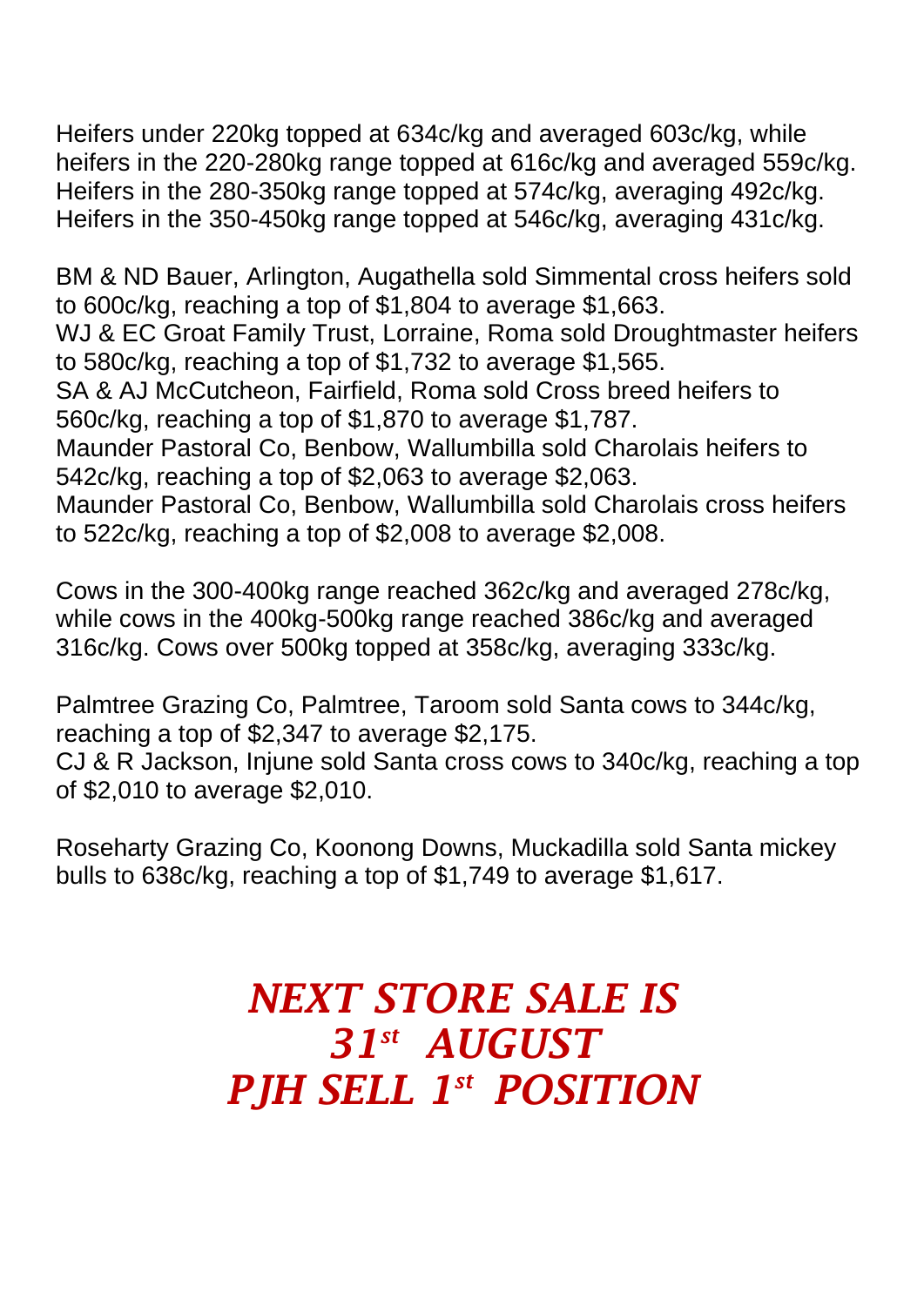Heifers under 220kg topped at 634c/kg and averaged 603c/kg, while heifers in the 220-280kg range topped at 616c/kg and averaged 559c/kg. Heifers in the 280-350kg range topped at 574c/kg, averaging 492c/kg. Heifers in the 350-450kg range topped at 546c/kg, averaging 431c/kg.

BM & ND Bauer, Arlington, Augathella sold Simmental cross heifers sold to 600c/kg, reaching a top of $1,804 to average $1,663.
WJ & EC Groat Family Trust, Lorraine, Roma sold Droughtmaster heifers to 580c/kg, reaching a top of $1,732 to average $1,565.
SA & AJ McCutcheon, Fairfield, Roma sold Cross breed heifers to 560c/kg, reaching a top of $1,870 to average $1,787.
Maunder Pastoral Co, Benbow, Wallumbilla sold Charolais heifers to 542c/kg, reaching a top of $2,063 to average $2,063.
Maunder Pastoral Co, Benbow, Wallumbilla sold Charolais cross heifers to 522c/kg, reaching a top of $2,008 to average $2,008.

Cows in the 300-400kg range reached 362c/kg and averaged 278c/kg, while cows in the 400kg-500kg range reached 386c/kg and averaged 316c/kg. Cows over 500kg topped at 358c/kg, averaging 333c/kg.

Palmtree Grazing Co, Palmtree, Taroom sold Santa cows to 344c/kg, reaching a top of $2,347 to average $2,175.
CJ & R Jackson, Injune sold Santa cross cows to 340c/kg, reaching a top of $2,010 to average $2,010.

Roseharty Grazing Co, Koonong Downs, Muckadilla sold Santa mickey bulls to 638c/kg, reaching a top of $1,749 to average $1,617.

***NEXT STORE SALE IS***
***31st AUGUST***
***PJH SELL 1st POSITION***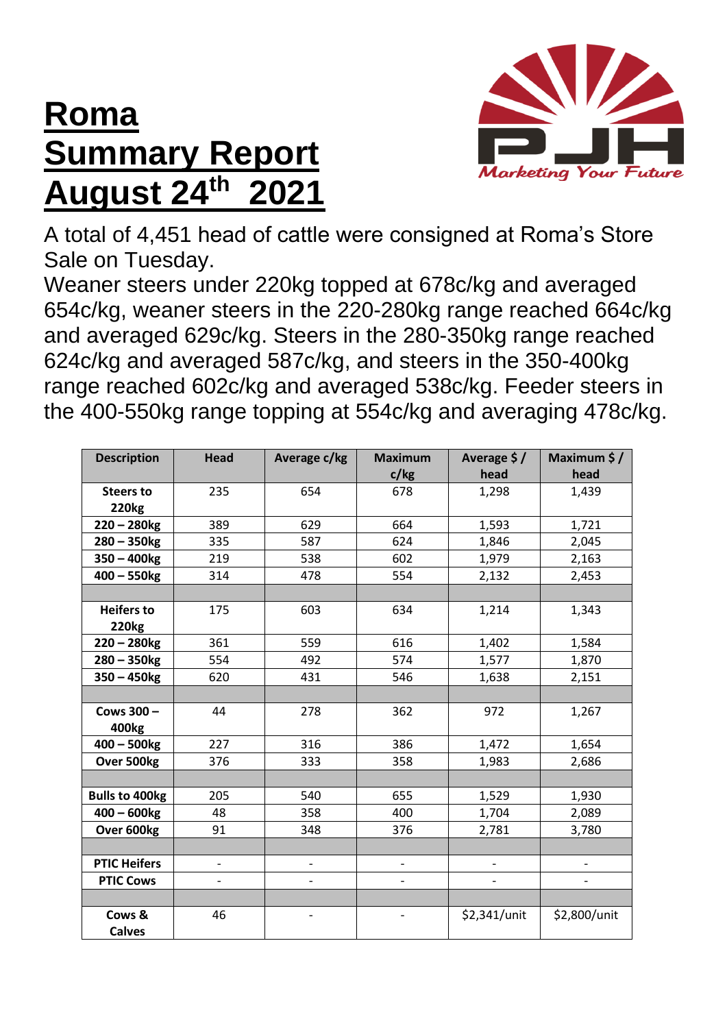# Roma Summary Report August 24th 2021

PJH
*Marketing Your Future*

A total of 4,451 head of cattle were consigned at Roma's Store Sale on Tuesday.

Weaner steers under 220kg topped at 678c/kg and averaged 654c/kg, weaner steers in the 220-280kg range reached 664c/kg and averaged 629c/kg. Steers in the 280-350kg range reached 624c/kg and averaged 587c/kg, and steers in the 350-400kg range reached 602c/kg and averaged 538c/kg. Feeder steers in the 400-550kg range topping at 554c/kg and averaging 478c/kg.

| Description | Head | Average c/kg | Maximum c/kg | Average $ / head | Maximum $ / head |
|---|---|---|---|---|---|
| Steers to 220kg | 235 | 654 | 678 | 1,298 | 1,439 |
| 220 – 280kg | 389 | 629 | 664 | 1,593 | 1,721 |
| 280 – 350kg | 335 | 587 | 624 | 1,846 | 2,045 |
| 350 – 400kg | 219 | 538 | 602 | 1,979 | 2,163 |
| 400 – 550kg | 314 | 478 | 554 | 2,132 | 2,453 |
| | | | | | |
| Heifers to 220kg | 175 | 603 | 634 | 1,214 | 1,343 |
| 220 – 280kg | 361 | 559 | 616 | 1,402 | 1,584 |
| 280 – 350kg | 554 | 492 | 574 | 1,577 | 1,870 |
| 350 – 450kg | 620 | 431 | 546 | 1,638 | 2,151 |
| | | | | | |
| Cows 300 – 400kg | 44 | 278 | 362 | 972 | 1,267 |
| 400 – 500kg | 227 | 316 | 386 | 1,472 | 1,654 |
| Over 500kg | 376 | 333 | 358 | 1,983 | 2,686 |
| | | | | | |
| Bulls to 400kg | 205 | 540 | 655 | 1,529 | 1,930 |
| 400 – 600kg | 48 | 358 | 400 | 1,704 | 2,089 |
| Over 600kg | 91 | 348 | 376 | 2,781 | 3,780 |
| | | | | | |
| PTIC Heifers | - | - | - | - | - |
| PTIC Cows | - | - | - | - | - |
| | | | | | |
| Cows & Calves | 46 | - | - | $2,341/unit | $2,800/unit |